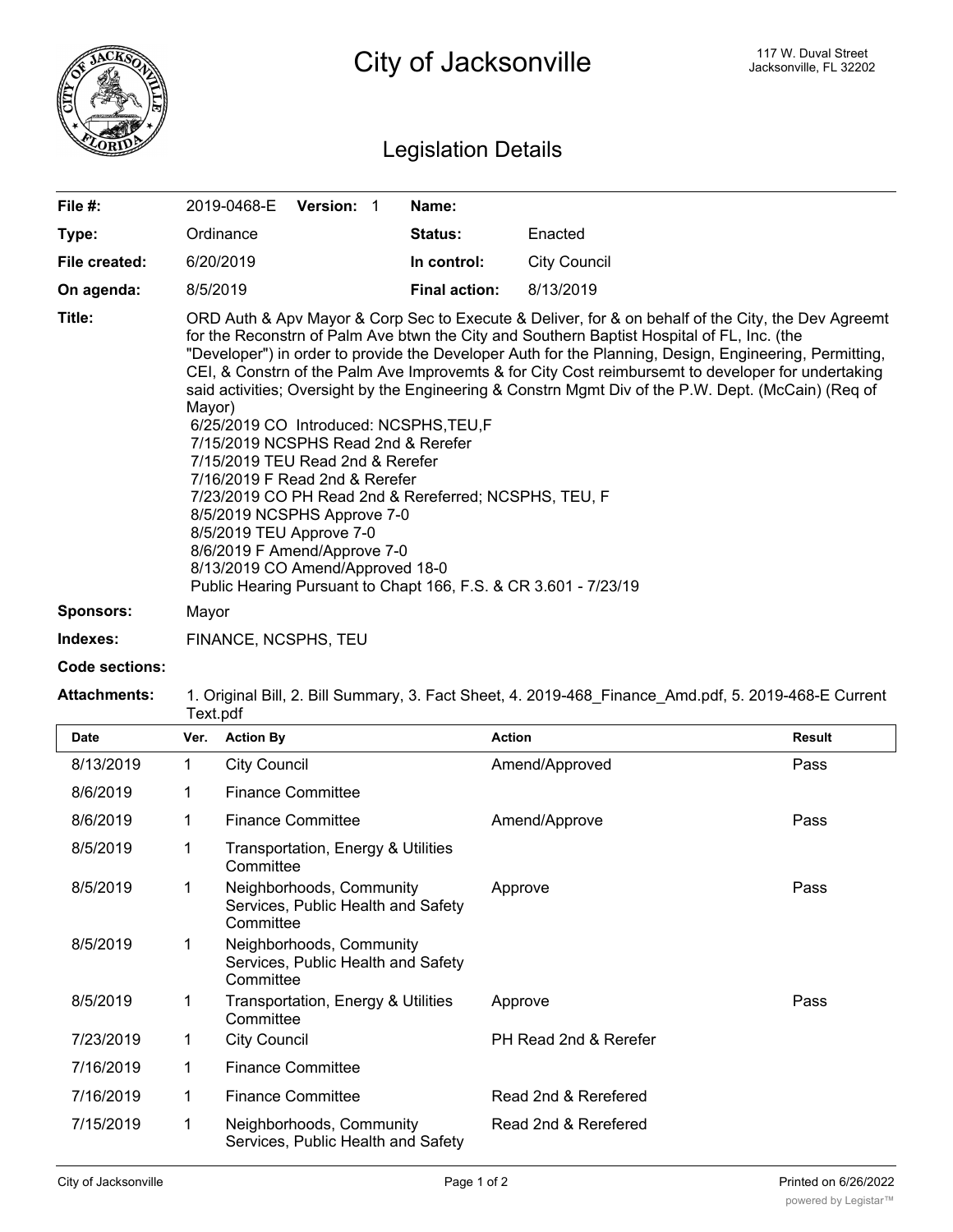# City of Jacksonville

117 W. Duval Street
Jacksonville, FL 32202

## Legislation Details

| | | | |
|---|---|---|---|
| **File #:** | 2019-0468-E **Version:** 1 | **Name:** | |
| **Type:** | Ordinance | **Status:** | Enacted |
| **File created:** | 6/20/2019 | **In control:** | City Council |
| **On agenda:** | 8/5/2019 | **Final action:** | 8/13/2019 |

**Title:** ORD Auth & Apv Mayor & Corp Sec to Execute & Deliver, for & on behalf of the City, the Dev Agreemt for the Reconstrn of Palm Ave btwn the City and Southern Baptist Hospital of FL, Inc. (the "Developer") in order to provide the Developer Auth for the Planning, Design, Engineering, Permitting, CEI, & Constrn of the Palm Ave Improvemts & for City Cost reimbursemt to developer for undertaking said activities; Oversight by the Engineering & Constrn Mgmt Div of the P.W. Dept. (McCain) (Req of Mayor)
6/25/2019 CO Introduced: NCSPHS,TEU,F
7/15/2019 NCSPHS Read 2nd & Rerefer
7/15/2019 TEU Read 2nd & Rerefer
7/16/2019 F Read 2nd & Rerefer
7/23/2019 CO PH Read 2nd & Rereferred; NCSPHS, TEU, F
8/5/2019 NCSPHS Approve 7-0
8/5/2019 TEU Approve 7-0
8/6/2019 F Amend/Approve 7-0
8/13/2019 CO Amend/Approved 18-0
Public Hearing Pursuant to Chapt 166, F.S. & CR 3.601 - 7/23/19

**Sponsors:** Mayor

**Indexes:** FINANCE, NCSPHS, TEU

**Code sections:**

**Attachments:** 1. Original Bill, 2. Bill Summary, 3. Fact Sheet, 4. 2019-468_Finance_Amd.pdf, 5. 2019-468-E Current Text.pdf

| Date | Ver. | Action By | Action | Result |
|---|---|---|---|---|
| 8/13/2019 | 1 | City Council | Amend/Approved | Pass |
| 8/6/2019 | 1 | Finance Committee | | |
| 8/6/2019 | 1 | Finance Committee | Amend/Approve | Pass |
| 8/5/2019 | 1 | Transportation, Energy & Utilities Committee | | |
| 8/5/2019 | 1 | Neighborhoods, Community Services, Public Health and Safety Committee | Approve | Pass |
| 8/5/2019 | 1 | Neighborhoods, Community Services, Public Health and Safety Committee | | |
| 8/5/2019 | 1 | Transportation, Energy & Utilities Committee | Approve | Pass |
| 7/23/2019 | 1 | City Council | PH Read 2nd & Rerefer | |
| 7/16/2019 | 1 | Finance Committee | | |
| 7/16/2019 | 1 | Finance Committee | Read 2nd & Rerefered | |
| 7/15/2019 | 1 | Neighborhoods, Community Services, Public Health and Safety | Read 2nd & Rerefered | |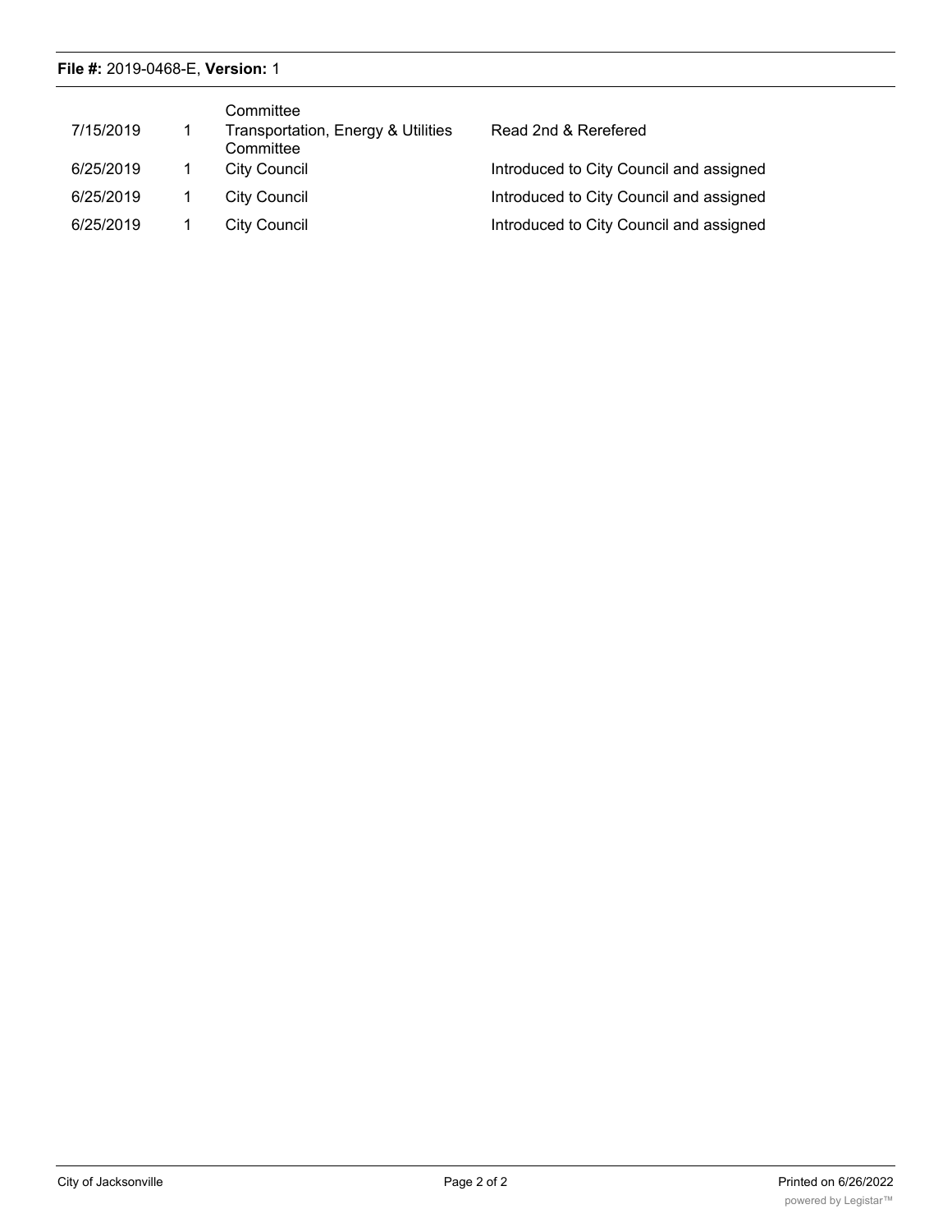**File #:** 2019-0468-E, **Version:** 1

| | | | |
|---|---|---|---|
| | | Committee | |
| 7/15/2019 | 1 | Transportation, Energy & Utilities Committee | Read 2nd & Rerefered |
| 6/25/2019 | 1 | City Council | Introduced to City Council and assigned |
| 6/25/2019 | 1 | City Council | Introduced to City Council and assigned |
| 6/25/2019 | 1 | City Council | Introduced to City Council and assigned |